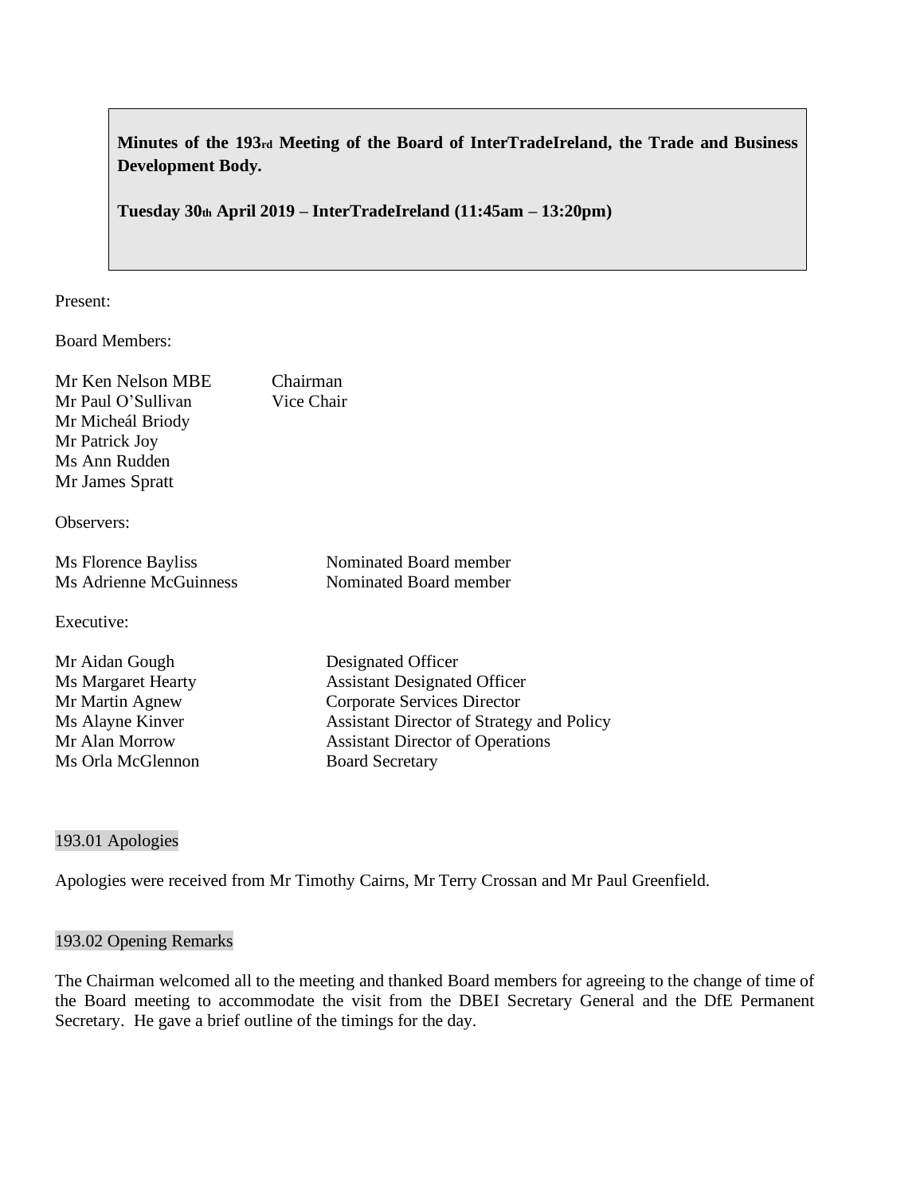**Minutes of the 193rd Meeting of the Board of InterTradeIreland, the Trade and Business Development Body.**

**Tuesday 30th April 2019 – InterTradeIreland (11:45am – 13:20pm)**

Present:

Board Members:

| | |
|---|---|
| Mr Ken Nelson MBE | Chairman |
| Mr Paul O'Sullivan | Vice Chair |
| Mr Micheál Briody | |
| Mr Patrick Joy | |
| Ms Ann Rudden | |
| Mr James Spratt | |

Observers:

| | |
|---|---|
| Ms Florence Bayliss | Nominated Board member |
| Ms Adrienne McGuinness | Nominated Board member |

Executive:

| | |
|---|---|
| Mr Aidan Gough | Designated Officer |
| Ms Margaret Hearty | Assistant Designated Officer |
| Mr Martin Agnew | Corporate Services Director |
| Ms Alayne Kinver | Assistant Director of Strategy and Policy |
| Mr Alan Morrow | Assistant Director of Operations |
| Ms Orla McGlennon | Board Secretary |

## 193.01 Apologies

Apologies were received from Mr Timothy Cairns, Mr Terry Crossan and Mr Paul Greenfield.

## 193.02 Opening Remarks

The Chairman welcomed all to the meeting and thanked Board members for agreeing to the change of time of the Board meeting to accommodate the visit from the DBEI Secretary General and the DfE Permanent Secretary. He gave a brief outline of the timings for the day.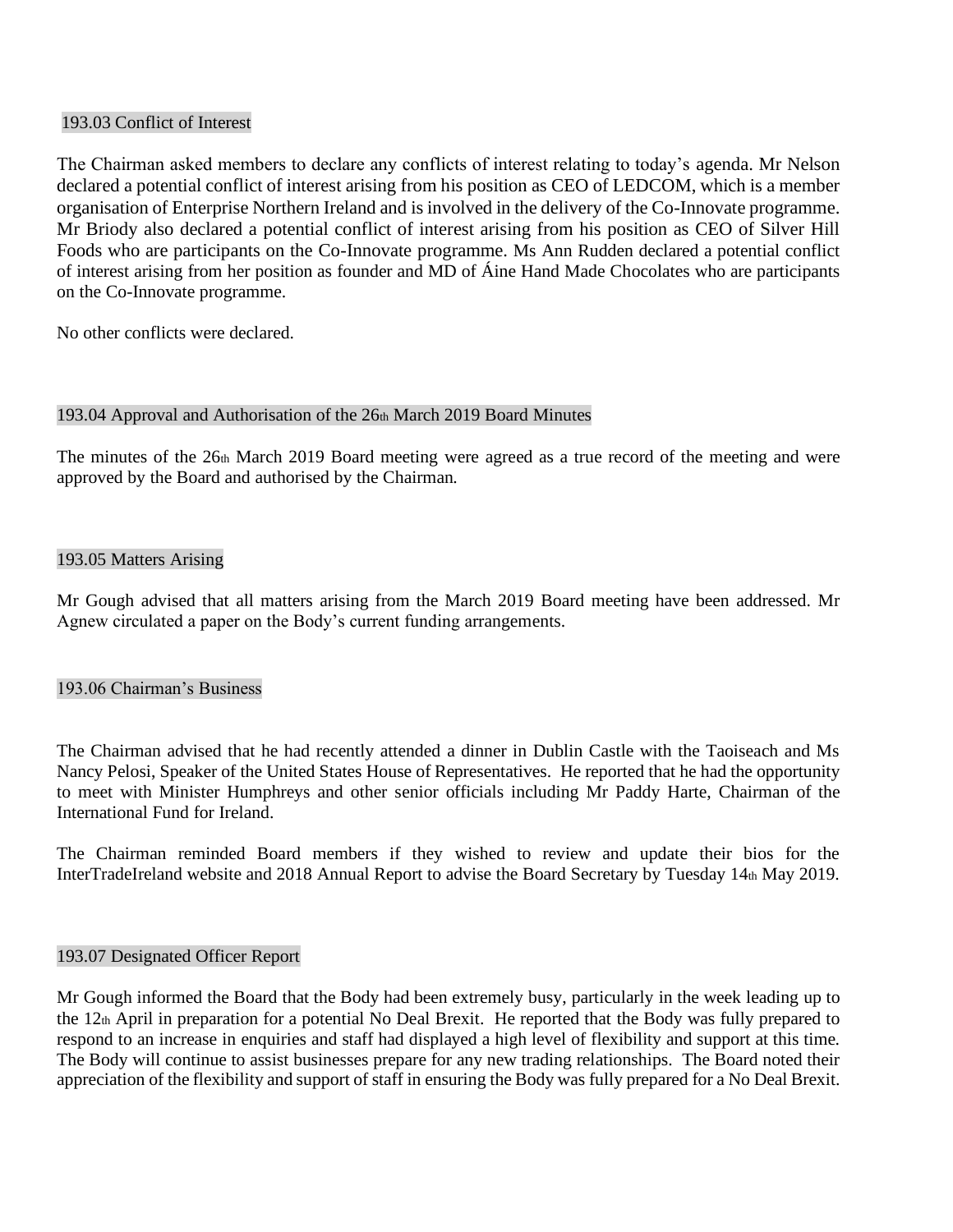### 193.03 Conflict of Interest

The Chairman asked members to declare any conflicts of interest relating to today's agenda. Mr Nelson declared a potential conflict of interest arising from his position as CEO of LEDCOM, which is a member organisation of Enterprise Northern Ireland and is involved in the delivery of the Co-Innovate programme. Mr Briody also declared a potential conflict of interest arising from his position as CEO of Silver Hill Foods who are participants on the Co-Innovate programme. Ms Ann Rudden declared a potential conflict of interest arising from her position as founder and MD of Áine Hand Made Chocolates who are participants on the Co-Innovate programme.

No other conflicts were declared.

### 193.04 Approval and Authorisation of the 26th March 2019 Board Minutes

The minutes of the 26th March 2019 Board meeting were agreed as a true record of the meeting and were approved by the Board and authorised by the Chairman.

### 193.05 Matters Arising

Mr Gough advised that all matters arising from the March 2019 Board meeting have been addressed. Mr Agnew circulated a paper on the Body's current funding arrangements.

### 193.06 Chairman's Business

The Chairman advised that he had recently attended a dinner in Dublin Castle with the Taoiseach and Ms Nancy Pelosi, Speaker of the United States House of Representatives. He reported that he had the opportunity to meet with Minister Humphreys and other senior officials including Mr Paddy Harte, Chairman of the International Fund for Ireland.

The Chairman reminded Board members if they wished to review and update their bios for the InterTradeIreland website and 2018 Annual Report to advise the Board Secretary by Tuesday 14th May 2019.

### 193.07 Designated Officer Report

Mr Gough informed the Board that the Body had been extremely busy, particularly in the week leading up to the 12th April in preparation for a potential No Deal Brexit. He reported that the Body was fully prepared to respond to an increase in enquiries and staff had displayed a high level of flexibility and support at this time. The Body will continue to assist businesses prepare for any new trading relationships. The Board noted their appreciation of the flexibility and support of staff in ensuring the Body was fully prepared for a No Deal Brexit.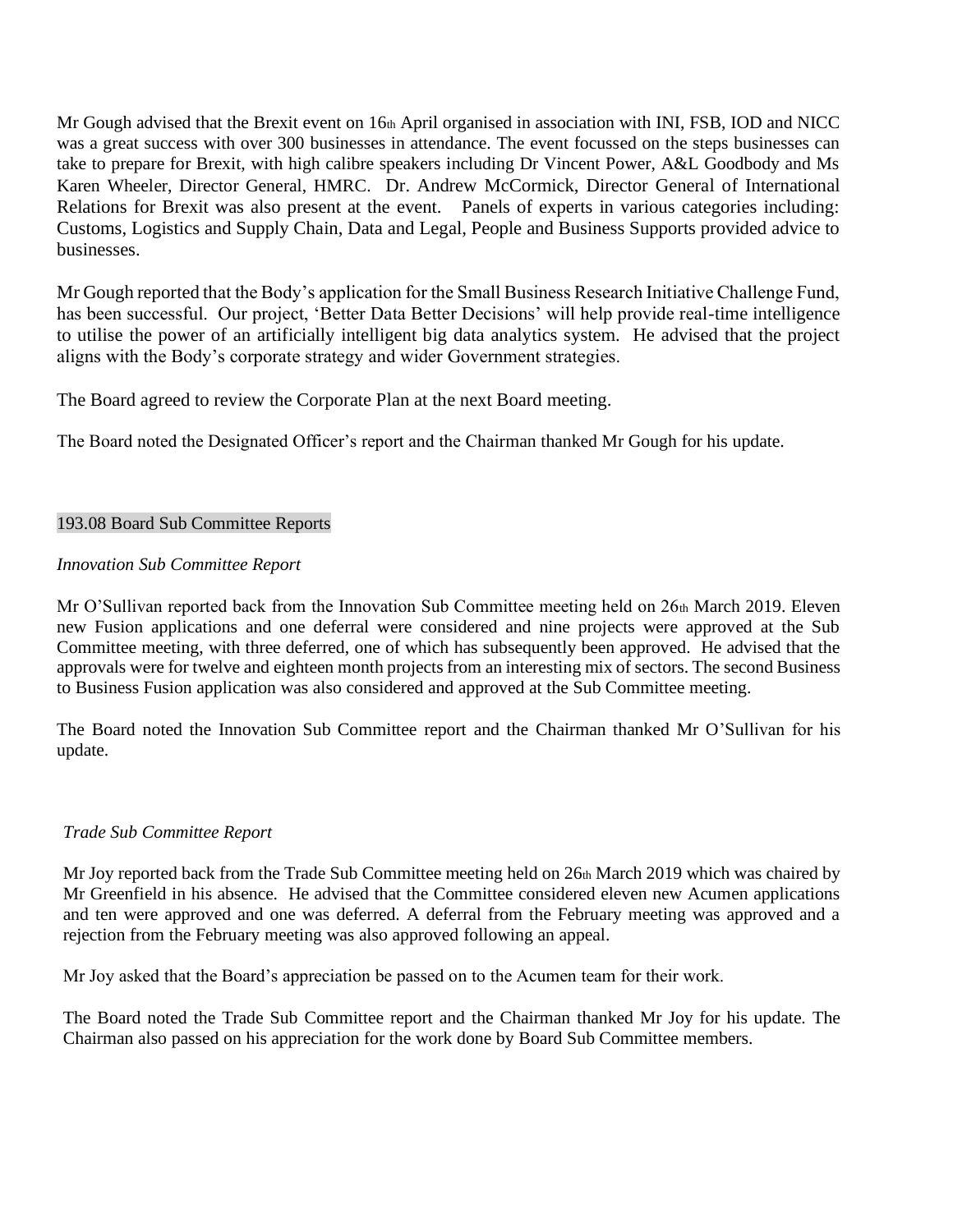Mr Gough advised that the Brexit event on 16th April organised in association with INI, FSB, IOD and NICC was a great success with over 300 businesses in attendance. The event focussed on the steps businesses can take to prepare for Brexit, with high calibre speakers including Dr Vincent Power, A&L Goodbody and Ms Karen Wheeler, Director General, HMRC. Dr. Andrew McCormick, Director General of International Relations for Brexit was also present at the event. Panels of experts in various categories including: Customs, Logistics and Supply Chain, Data and Legal, People and Business Supports provided advice to businesses.

Mr Gough reported that the Body's application for the Small Business Research Initiative Challenge Fund, has been successful. Our project, 'Better Data Better Decisions' will help provide real-time intelligence to utilise the power of an artificially intelligent big data analytics system. He advised that the project aligns with the Body's corporate strategy and wider Government strategies.

The Board agreed to review the Corporate Plan at the next Board meeting.

The Board noted the Designated Officer's report and the Chairman thanked Mr Gough for his update.

## 193.08 Board Sub Committee Reports

*Innovation Sub Committee Report*

Mr O'Sullivan reported back from the Innovation Sub Committee meeting held on 26th March 2019. Eleven new Fusion applications and one deferral were considered and nine projects were approved at the Sub Committee meeting, with three deferred, one of which has subsequently been approved. He advised that the approvals were for twelve and eighteen month projects from an interesting mix of sectors. The second Business to Business Fusion application was also considered and approved at the Sub Committee meeting.

The Board noted the Innovation Sub Committee report and the Chairman thanked Mr O'Sullivan for his update.

*Trade Sub Committee Report*

Mr Joy reported back from the Trade Sub Committee meeting held on 26th March 2019 which was chaired by Mr Greenfield in his absence. He advised that the Committee considered eleven new Acumen applications and ten were approved and one was deferred. A deferral from the February meeting was approved and a rejection from the February meeting was also approved following an appeal.

Mr Joy asked that the Board's appreciation be passed on to the Acumen team for their work.

The Board noted the Trade Sub Committee report and the Chairman thanked Mr Joy for his update. The Chairman also passed on his appreciation for the work done by Board Sub Committee members.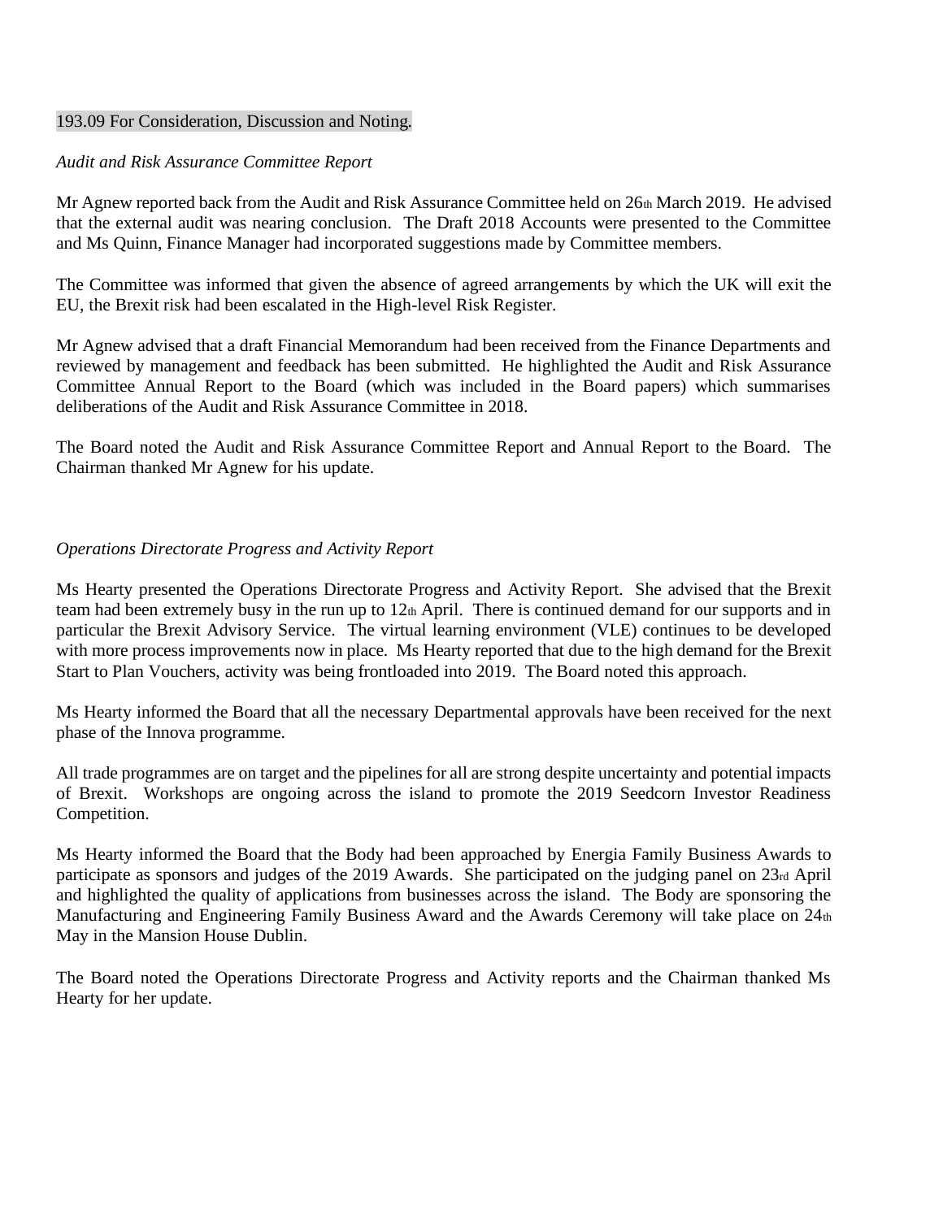193.09 For Consideration, Discussion and Noting.

*Audit and Risk Assurance Committee Report*

Mr Agnew reported back from the Audit and Risk Assurance Committee held on 26th March 2019. He advised that the external audit was nearing conclusion. The Draft 2018 Accounts were presented to the Committee and Ms Quinn, Finance Manager had incorporated suggestions made by Committee members.

The Committee was informed that given the absence of agreed arrangements by which the UK will exit the EU, the Brexit risk had been escalated in the High-level Risk Register.

Mr Agnew advised that a draft Financial Memorandum had been received from the Finance Departments and reviewed by management and feedback has been submitted. He highlighted the Audit and Risk Assurance Committee Annual Report to the Board (which was included in the Board papers) which summarises deliberations of the Audit and Risk Assurance Committee in 2018.

The Board noted the Audit and Risk Assurance Committee Report and Annual Report to the Board. The Chairman thanked Mr Agnew for his update.

*Operations Directorate Progress and Activity Report*

Ms Hearty presented the Operations Directorate Progress and Activity Report. She advised that the Brexit team had been extremely busy in the run up to 12th April. There is continued demand for our supports and in particular the Brexit Advisory Service. The virtual learning environment (VLE) continues to be developed with more process improvements now in place. Ms Hearty reported that due to the high demand for the Brexit Start to Plan Vouchers, activity was being frontloaded into 2019. The Board noted this approach.

Ms Hearty informed the Board that all the necessary Departmental approvals have been received for the next phase of the Innova programme.

All trade programmes are on target and the pipelines for all are strong despite uncertainty and potential impacts of Brexit. Workshops are ongoing across the island to promote the 2019 Seedcorn Investor Readiness Competition.

Ms Hearty informed the Board that the Body had been approached by Energia Family Business Awards to participate as sponsors and judges of the 2019 Awards. She participated on the judging panel on 23rd April and highlighted the quality of applications from businesses across the island. The Body are sponsoring the Manufacturing and Engineering Family Business Award and the Awards Ceremony will take place on 24th May in the Mansion House Dublin.

The Board noted the Operations Directorate Progress and Activity reports and the Chairman thanked Ms Hearty for her update.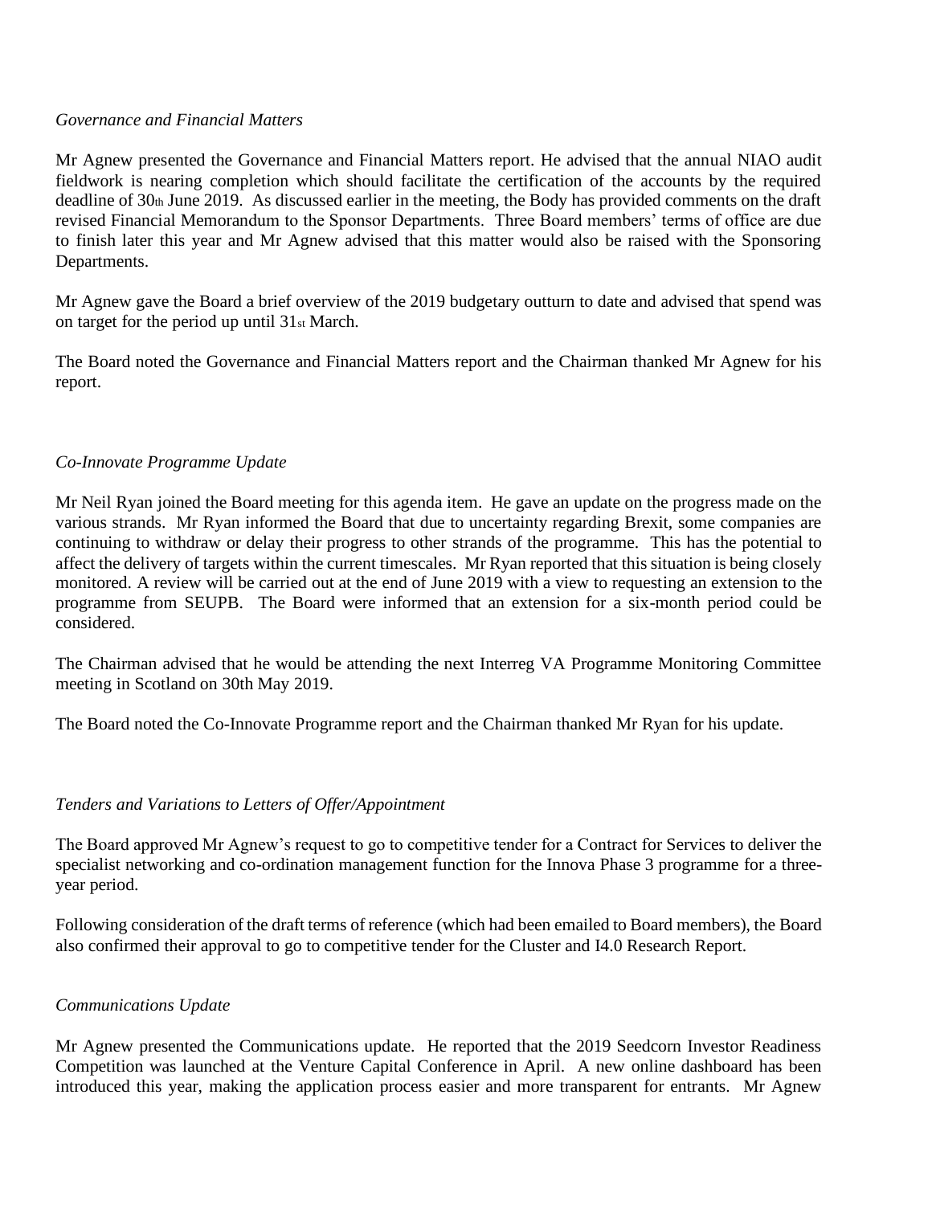*Governance and Financial Matters*

Mr Agnew presented the Governance and Financial Matters report. He advised that the annual NIAO audit fieldwork is nearing completion which should facilitate the certification of the accounts by the required deadline of 30th June 2019. As discussed earlier in the meeting, the Body has provided comments on the draft revised Financial Memorandum to the Sponsor Departments. Three Board members' terms of office are due to finish later this year and Mr Agnew advised that this matter would also be raised with the Sponsoring Departments.

Mr Agnew gave the Board a brief overview of the 2019 budgetary outturn to date and advised that spend was on target for the period up until 31st March.

The Board noted the Governance and Financial Matters report and the Chairman thanked Mr Agnew for his report.

*Co-Innovate Programme Update*

Mr Neil Ryan joined the Board meeting for this agenda item. He gave an update on the progress made on the various strands. Mr Ryan informed the Board that due to uncertainty regarding Brexit, some companies are continuing to withdraw or delay their progress to other strands of the programme. This has the potential to affect the delivery of targets within the current timescales. Mr Ryan reported that this situation is being closely monitored. A review will be carried out at the end of June 2019 with a view to requesting an extension to the programme from SEUPB. The Board were informed that an extension for a six-month period could be considered.

The Chairman advised that he would be attending the next Interreg VA Programme Monitoring Committee meeting in Scotland on 30th May 2019.

The Board noted the Co-Innovate Programme report and the Chairman thanked Mr Ryan for his update.

*Tenders and Variations to Letters of Offer/Appointment*

The Board approved Mr Agnew's request to go to competitive tender for a Contract for Services to deliver the specialist networking and co-ordination management function for the Innova Phase 3 programme for a three-year period.

Following consideration of the draft terms of reference (which had been emailed to Board members), the Board also confirmed their approval to go to competitive tender for the Cluster and I4.0 Research Report.

*Communications Update*

Mr Agnew presented the Communications update. He reported that the 2019 Seedcorn Investor Readiness Competition was launched at the Venture Capital Conference in April. A new online dashboard has been introduced this year, making the application process easier and more transparent for entrants. Mr Agnew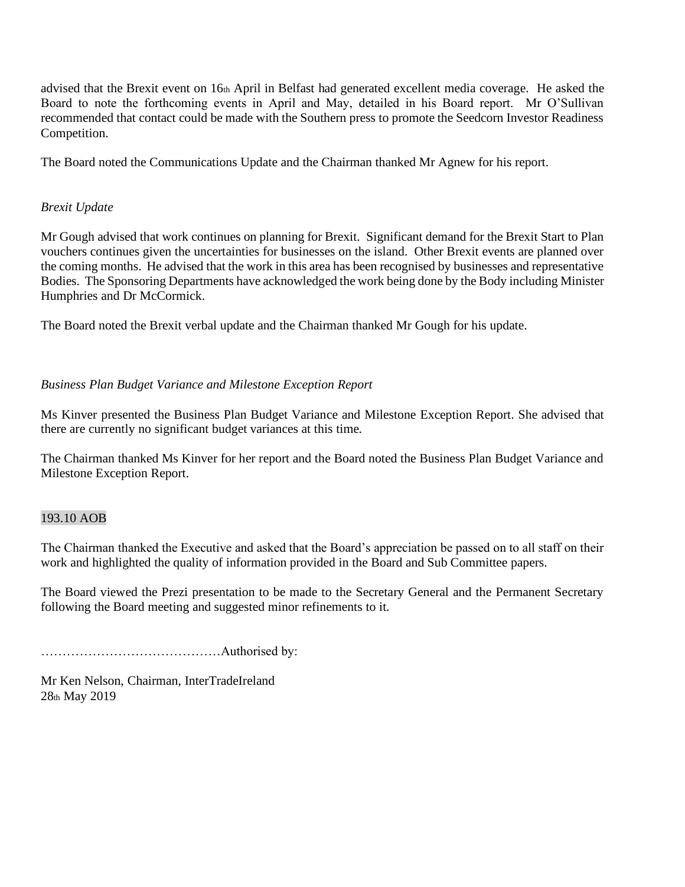advised that the Brexit event on 16th April in Belfast had generated excellent media coverage. He asked the Board to note the forthcoming events in April and May, detailed in his Board report. Mr O'Sullivan recommended that contact could be made with the Southern press to promote the Seedcorn Investor Readiness Competition.

The Board noted the Communications Update and the Chairman thanked Mr Agnew for his report.

*Brexit Update*

Mr Gough advised that work continues on planning for Brexit. Significant demand for the Brexit Start to Plan vouchers continues given the uncertainties for businesses on the island. Other Brexit events are planned over the coming months. He advised that the work in this area has been recognised by businesses and representative Bodies. The Sponsoring Departments have acknowledged the work being done by the Body including Minister Humphries and Dr McCormick.

The Board noted the Brexit verbal update and the Chairman thanked Mr Gough for his update.

*Business Plan Budget Variance and Milestone Exception Report*

Ms Kinver presented the Business Plan Budget Variance and Milestone Exception Report. She advised that there are currently no significant budget variances at this time.

The Chairman thanked Ms Kinver for her report and the Board noted the Business Plan Budget Variance and Milestone Exception Report.

193.10 AOB

The Chairman thanked the Executive and asked that the Board's appreciation be passed on to all staff on their work and highlighted the quality of information provided in the Board and Sub Committee papers.

The Board viewed the Prezi presentation to be made to the Secretary General and the Permanent Secretary following the Board meeting and suggested minor refinements to it.

……………………………………Authorised by:

Mr Ken Nelson, Chairman, InterTradeIreland
28th May 2019